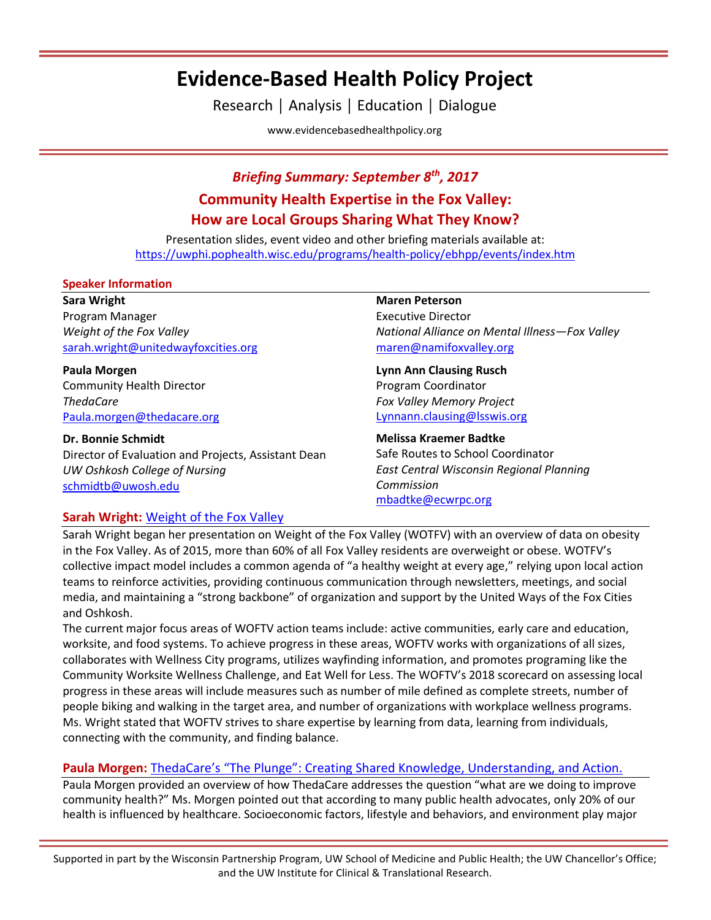# Evidence-Based Health Policy Project

Research | Analysis | Education | Dialogue

www.evidencebasedhealthpolicy.org

## *Briefing Summary: September 8th, 2017*

## Community Health Expertise in the Fox Valley: How are Local Groups Sharing What They Know?

Presentation slides, event video and other briefing materials available at: [https://uwphi.pophealth.wisc.edu/programs/health-policy/ebhpp/events/index.htm](https://uwphi.pophealth.wisc.edu/programs/health-policy/ebhpp/events/index.htm)

### Speaker Information

**Sara Wright**
Program Manager
*Weight of the Fox Valley*
sarah.wright@unitedwayfoxcities.org

**Paula Morgen**
Community Health Director
*ThedaCare*
Paula.morgen@thedacare.org

**Dr. Bonnie Schmidt**
Director of Evaluation and Projects, Assistant Dean
*UW Oshkosh College of Nursing*
schmidtb@uwosh.edu

**Maren Peterson**
Executive Director
*National Alliance on Mental Illness—Fox Valley*
maren@namifoxvalley.org

**Lynn Ann Clausing Rusch**
Program Coordinator
*Fox Valley Memory Project*
Lynnann.clausing@lsswis.org

**Melissa Kraemer Badtke**
Safe Routes to School Coordinator
*East Central Wisconsin Regional Planning Commission*
mbadtke@ecwrpc.org

### Sarah Wright: Weight of the Fox Valley

Sarah Wright began her presentation on Weight of the Fox Valley (WOTFV) with an overview of data on obesity in the Fox Valley. As of 2015, more than 60% of all Fox Valley residents are overweight or obese. WOTFV's collective impact model includes a common agenda of "a healthy weight at every age," relying upon local action teams to reinforce activities, providing continuous communication through newsletters, meetings, and social media, and maintaining a "strong backbone" of organization and support by the United Ways of the Fox Cities and Oshkosh.

The current major focus areas of WOFTV action teams include: active communities, early care and education, worksite, and food systems. To achieve progress in these areas, WOFTV works with organizations of all sizes, collaborates with Wellness City programs, utilizes wayfinding information, and promotes programing like the Community Worksite Wellness Challenge, and Eat Well for Less. The WOFTV's 2018 scorecard on assessing local progress in these areas will include measures such as number of mile defined as complete streets, number of people biking and walking in the target area, and number of organizations with workplace wellness programs. Ms. Wright stated that WOFTV strives to share expertise by learning from data, learning from individuals, connecting with the community, and finding balance.

### Paula Morgen: ThedaCare's "The Plunge": Creating Shared Knowledge, Understanding, and Action.

Paula Morgen provided an overview of how ThedaCare addresses the question "what are we doing to improve community health?" Ms. Morgen pointed out that according to many public health advocates, only 20% of our health is influenced by healthcare. Socioeconomic factors, lifestyle and behaviors, and environment play major

Supported in part by the Wisconsin Partnership Program, UW School of Medicine and Public Health; the UW Chancellor's Office; and the UW Institute for Clinical & Translational Research.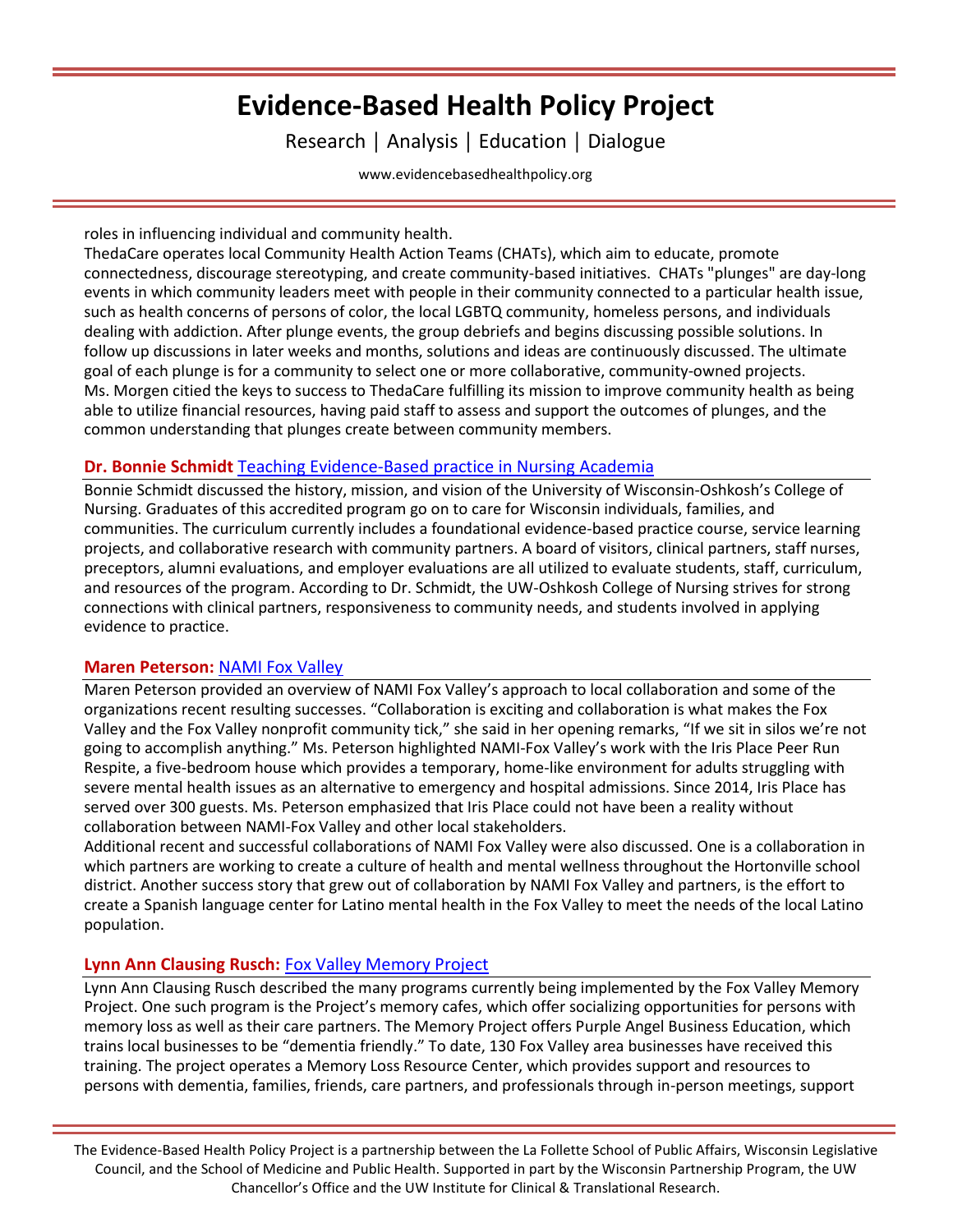roles in influencing individual and community health.

ThedaCare operates local Community Health Action Teams (CHATs), which aim to educate, promote connectedness, discourage stereotyping, and create community-based initiatives. CHATs "plunges" are day-long events in which community leaders meet with people in their community connected to a particular health issue, such as health concerns of persons of color, the local LGBTQ community, homeless persons, and individuals dealing with addiction. After plunge events, the group debriefs and begins discussing possible solutions. In follow up discussions in later weeks and months, solutions and ideas are continuously discussed. The ultimate goal of each plunge is for a community to select one or more collaborative, community-owned projects.

Ms. Morgen citied the keys to success to ThedaCare fulfilling its mission to improve community health as being able to utilize financial resources, having paid staff to assess and support the outcomes of plunges, and the common understanding that plunges create between community members.

### **Dr. Bonnie Schmidt** Teaching Evidence-Based practice in Nursing Academia

Bonnie Schmidt discussed the history, mission, and vision of the University of Wisconsin-Oshkosh's College of Nursing. Graduates of this accredited program go on to care for Wisconsin individuals, families, and communities. The curriculum currently includes a foundational evidence-based practice course, service learning projects, and collaborative research with community partners. A board of visitors, clinical partners, staff nurses, preceptors, alumni evaluations, and employer evaluations are all utilized to evaluate students, staff, curriculum, and resources of the program. According to Dr. Schmidt, the UW-Oshkosh College of Nursing strives for strong connections with clinical partners, responsiveness to community needs, and students involved in applying evidence to practice.

### **Maren Peterson:** NAMI Fox Valley

Maren Peterson provided an overview of NAMI Fox Valley's approach to local collaboration and some of the organizations recent resulting successes. "Collaboration is exciting and collaboration is what makes the Fox Valley and the Fox Valley nonprofit community tick," she said in her opening remarks, "If we sit in silos we're not going to accomplish anything." Ms. Peterson highlighted NAMI-Fox Valley's work with the Iris Place Peer Run Respite, a five-bedroom house which provides a temporary, home-like environment for adults struggling with severe mental health issues as an alternative to emergency and hospital admissions. Since 2014, Iris Place has served over 300 guests. Ms. Peterson emphasized that Iris Place could not have been a reality without collaboration between NAMI-Fox Valley and other local stakeholders.

Additional recent and successful collaborations of NAMI Fox Valley were also discussed. One is a collaboration in which partners are working to create a culture of health and mental wellness throughout the Hortonville school district. Another success story that grew out of collaboration by NAMI Fox Valley and partners, is the effort to create a Spanish language center for Latino mental health in the Fox Valley to meet the needs of the local Latino population.

### **Lynn Ann Clausing Rusch:** Fox Valley Memory Project

Lynn Ann Clausing Rusch described the many programs currently being implemented by the Fox Valley Memory Project. One such program is the Project's memory cafes, which offer socializing opportunities for persons with memory loss as well as their care partners. The Memory Project offers Purple Angel Business Education, which trains local businesses to be "dementia friendly." To date, 130 Fox Valley area businesses have received this training. The project operates a Memory Loss Resource Center, which provides support and resources to persons with dementia, families, friends, care partners, and professionals through in-person meetings, support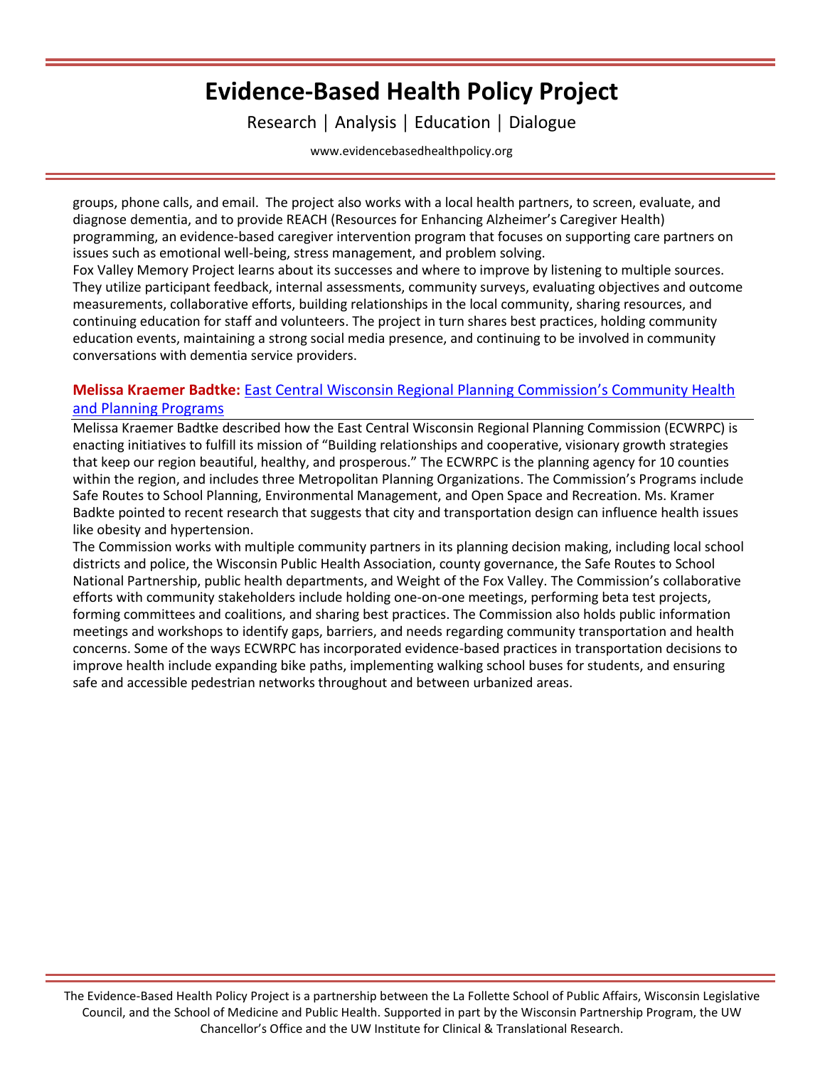groups, phone calls, and email. The project also works with a local health partners, to screen, evaluate, and diagnose dementia, and to provide REACH (Resources for Enhancing Alzheimer's Caregiver Health) programming, an evidence-based caregiver intervention program that focuses on supporting care partners on issues such as emotional well-being, stress management, and problem solving.

Fox Valley Memory Project learns about its successes and where to improve by listening to multiple sources. They utilize participant feedback, internal assessments, community surveys, evaluating objectives and outcome measurements, collaborative efforts, building relationships in the local community, sharing resources, and continuing education for staff and volunteers. The project in turn shares best practices, holding community education events, maintaining a strong social media presence, and continuing to be involved in community conversations with dementia service providers.

**Melissa Kraemer Badtke:** East Central Wisconsin Regional Planning Commission's Community Health and Planning Programs

Melissa Kraemer Badtke described how the East Central Wisconsin Regional Planning Commission (ECWRPC) is enacting initiatives to fulfill its mission of "Building relationships and cooperative, visionary growth strategies that keep our region beautiful, healthy, and prosperous." The ECWRPC is the planning agency for 10 counties within the region, and includes three Metropolitan Planning Organizations. The Commission's Programs include Safe Routes to School Planning, Environmental Management, and Open Space and Recreation. Ms. Kramer Badkte pointed to recent research that suggests that city and transportation design can influence health issues like obesity and hypertension.

The Commission works with multiple community partners in its planning decision making, including local school districts and police, the Wisconsin Public Health Association, county governance, the Safe Routes to School National Partnership, public health departments, and Weight of the Fox Valley. The Commission's collaborative efforts with community stakeholders include holding one-on-one meetings, performing beta test projects, forming committees and coalitions, and sharing best practices. The Commission also holds public information meetings and workshops to identify gaps, barriers, and needs regarding community transportation and health concerns. Some of the ways ECWRPC has incorporated evidence-based practices in transportation decisions to improve health include expanding bike paths, implementing walking school buses for students, and ensuring safe and accessible pedestrian networks throughout and between urbanized areas.